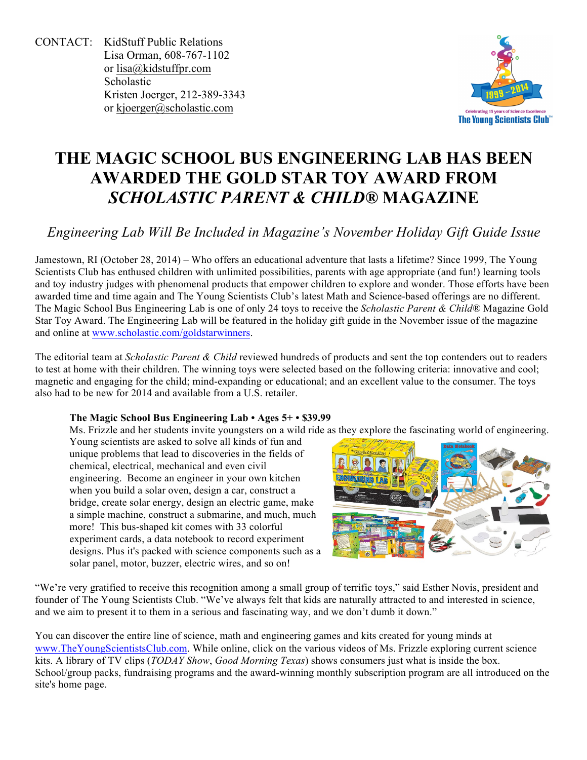CONTACT: KidStuff Public Relations
Lisa Orman, 608-767-1102
or lisa@kidstuffpr.com
Scholastic
Kristen Joerger, 212-389-3343
or kjoerger@scholastic.com

1999 – 2014
Celebrating 15 years of Science Excellence
The Young Scientists Club™

# THE MAGIC SCHOOL BUS ENGINEERING LAB HAS BEEN AWARDED THE GOLD STAR TOY AWARD FROM *SCHOLASTIC PARENT & CHILD*® MAGAZINE

## *Engineering Lab Will Be Included in Magazine's November Holiday Gift Guide Issue*

Jamestown, RI (October 28, 2014) – Who offers an educational adventure that lasts a lifetime? Since 1999, The Young Scientists Club has enthused children with unlimited possibilities, parents with age appropriate (and fun!) learning tools and toy industry judges with phenomenal products that empower children to explore and wonder. Those efforts have been awarded time and time again and The Young Scientists Club's latest Math and Science-based offerings are no different. The Magic School Bus Engineering Lab is one of only 24 toys to receive the *Scholastic Parent & Child*® Magazine Gold Star Toy Award. The Engineering Lab will be featured in the holiday gift guide in the November issue of the magazine and online at www.scholastic.com/goldstarwinners.

The editorial team at *Scholastic Parent & Child* reviewed hundreds of products and sent the top contenders out to readers to test at home with their children. The winning toys were selected based on the following criteria: innovative and cool; magnetic and engaging for the child; mind-expanding or educational; and an excellent value to the consumer. The toys also had to be new for 2014 and available from a U.S. retailer.

**The Magic School Bus Engineering Lab • Ages 5+ • $39.99**
Ms. Frizzle and her students invite youngsters on a wild ride as they explore the fascinating world of engineering. Young scientists are asked to solve all kinds of fun and unique problems that lead to discoveries in the fields of chemical, electrical, mechanical and even civil engineering. Become an engineer in your own kitchen when you build a solar oven, design a car, construct a bridge, create solar energy, design an electric game, make a simple machine, construct a submarine, and much, much more! This bus-shaped kit comes with 33 colorful experiment cards, a data notebook to record experiment designs. Plus it's packed with science components such as a solar panel, motor, buzzer, electric wires, and so on!

"We're very gratified to receive this recognition among a small group of terrific toys," said Esther Novis, president and founder of The Young Scientists Club. "We've always felt that kids are naturally attracted to and interested in science, and we aim to present it to them in a serious and fascinating way, and we don't dumb it down."

You can discover the entire line of science, math and engineering games and kits created for young minds at www.TheYoungScientistsClub.com. While online, click on the various videos of Ms. Frizzle exploring current science kits. A library of TV clips (*TODAY Show*, *Good Morning Texas*) shows consumers just what is inside the box. School/group packs, fundraising programs and the award-winning monthly subscription program are all introduced on the site's home page.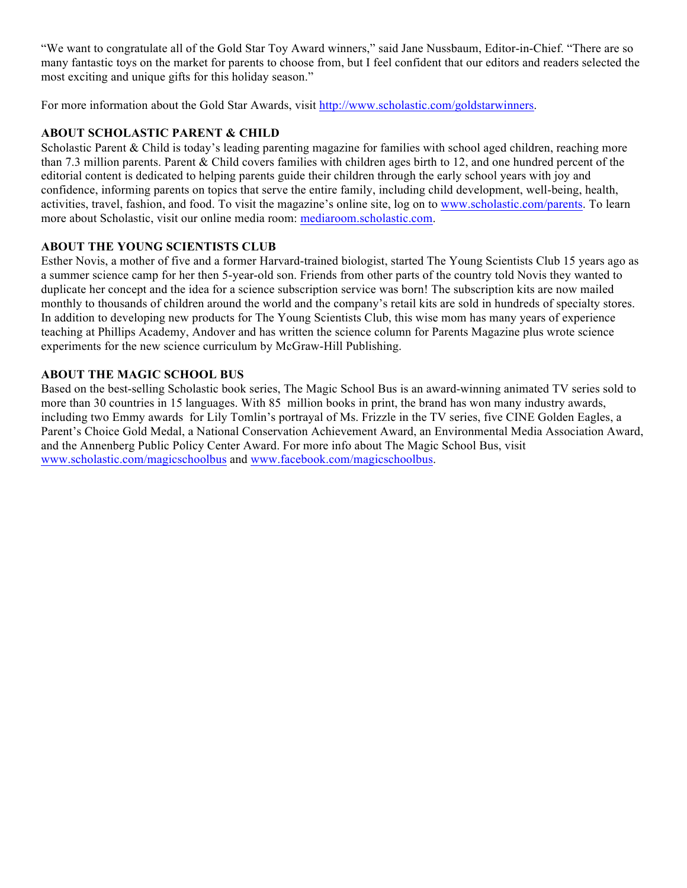"We want to congratulate all of the Gold Star Toy Award winners," said Jane Nussbaum, Editor-in-Chief. "There are so many fantastic toys on the market for parents to choose from, but I feel confident that our editors and readers selected the most exciting and unique gifts for this holiday season."

For more information about the Gold Star Awards, visit http://www.scholastic.com/goldstarwinners.

**ABOUT SCHOLASTIC PARENT & CHILD**

Scholastic Parent & Child is today's leading parenting magazine for families with school aged children, reaching more than 7.3 million parents. Parent & Child covers families with children ages birth to 12, and one hundred percent of the editorial content is dedicated to helping parents guide their children through the early school years with joy and confidence, informing parents on topics that serve the entire family, including child development, well-being, health, activities, travel, fashion, and food. To visit the magazine's online site, log on to www.scholastic.com/parents. To learn more about Scholastic, visit our online media room: mediaroom.scholastic.com.

**ABOUT THE YOUNG SCIENTISTS CLUB**

Esther Novis, a mother of five and a former Harvard-trained biologist, started The Young Scientists Club 15 years ago as a summer science camp for her then 5-year-old son. Friends from other parts of the country told Novis they wanted to duplicate her concept and the idea for a science subscription service was born! The subscription kits are now mailed monthly to thousands of children around the world and the company's retail kits are sold in hundreds of specialty stores. In addition to developing new products for The Young Scientists Club, this wise mom has many years of experience teaching at Phillips Academy, Andover and has written the science column for Parents Magazine plus wrote science experiments for the new science curriculum by McGraw-Hill Publishing.

**ABOUT THE MAGIC SCHOOL BUS**

Based on the best-selling Scholastic book series, The Magic School Bus is an award-winning animated TV series sold to more than 30 countries in 15 languages. With 85 million books in print, the brand has won many industry awards, including two Emmy awards for Lily Tomlin's portrayal of Ms. Frizzle in the TV series, five CINE Golden Eagles, a Parent's Choice Gold Medal, a National Conservation Achievement Award, an Environmental Media Association Award, and the Annenberg Public Policy Center Award. For more info about The Magic School Bus, visit www.scholastic.com/magicschoolbus and www.facebook.com/magicschoolbus.